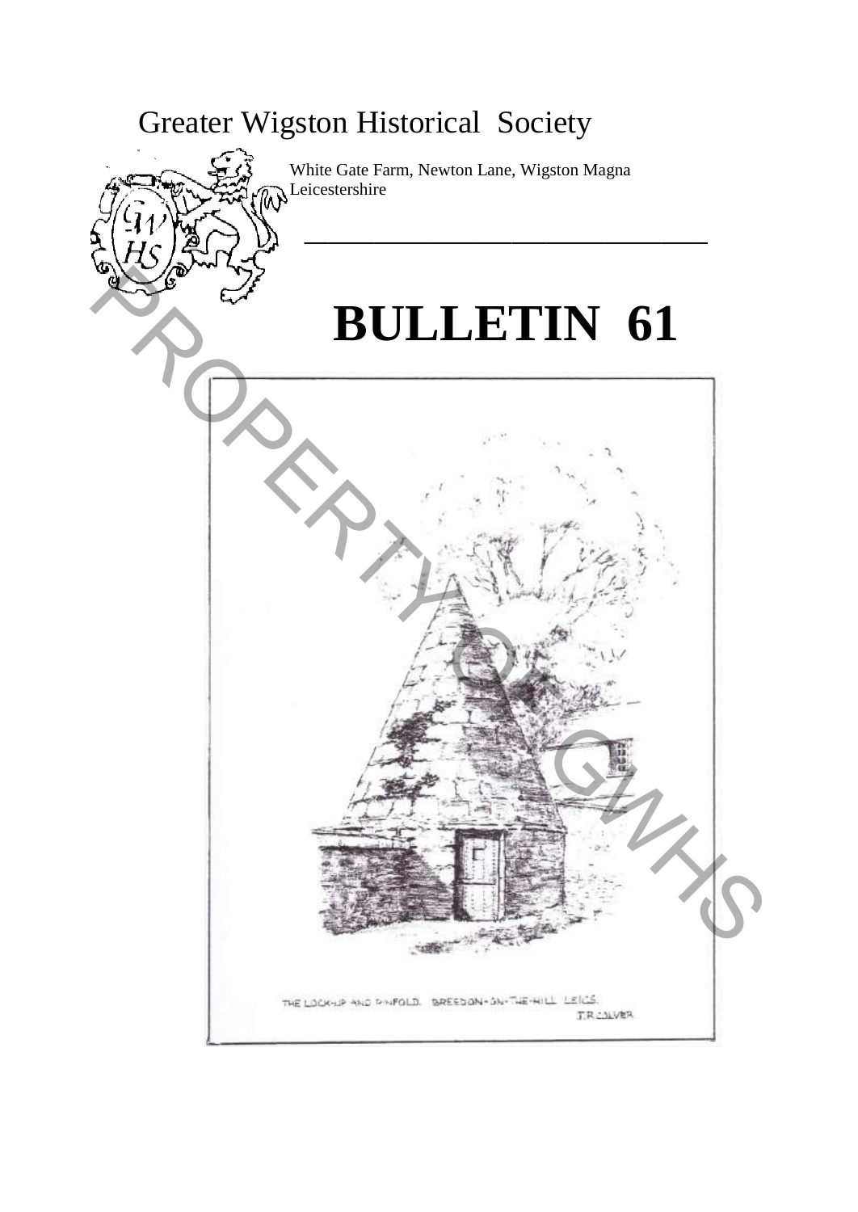# Greater Wigston Historical Society

White Gate Farm, Newton Lane, Wigston Magna
Leicestershire

# BULLETIN 61

THE LOCK-UP AND PINFOLD. BREEDON-ON-THE-HILL LEICS.
T.R.COLVER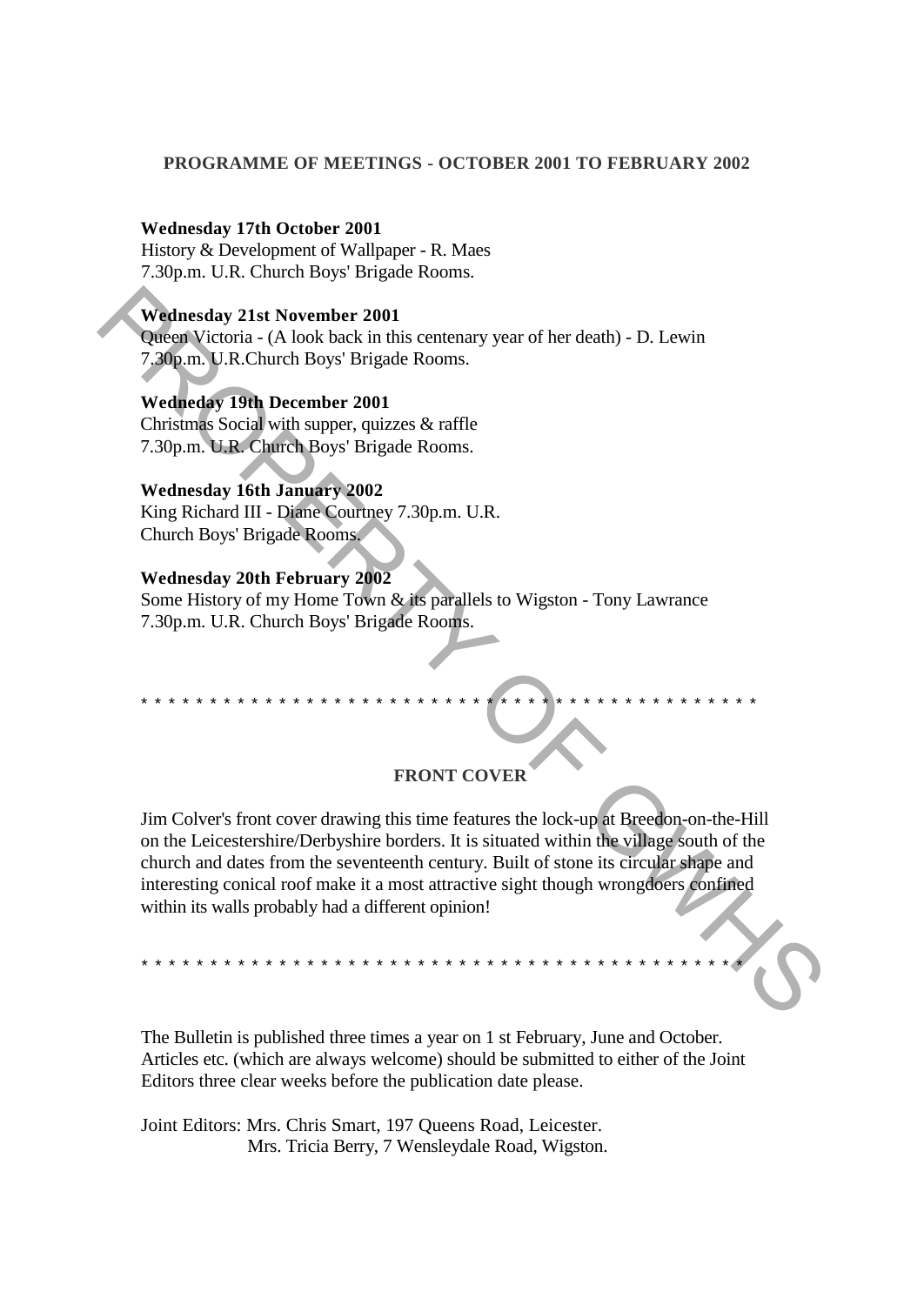## PROGRAMME OF MEETINGS - OCTOBER 2001 TO FEBRUARY 2002

**Wednesday 17th October 2001**
History & Development of Wallpaper - R. Maes
7.30p.m. U.R. Church Boys' Brigade Rooms.

**Wednesday 21st November 2001**
Queen Victoria - (A look back in this centenary year of her death) - D. Lewin
7.30p.m. U.R.Church Boys' Brigade Rooms.

**Wedneday 19th December 2001**
Christmas Social with supper, quizzes & raffle
7.30p.m. U.R. Church Boys' Brigade Rooms.

**Wednesday 16th January 2002**
King Richard III - Diane Courtney 7.30p.m. U.R.
Church Boys' Brigade Rooms.

**Wednesday 20th February 2002**
Some History of my Home Town & its parallels to Wigston - Tony Lawrance
7.30p.m. U.R. Church Boys' Brigade Rooms.

* * * * * * * * * * * * * * * * * * * * * * * * * * * * * * * * * * * * * * * * * * * * * *

### FRONT COVER

Jim Colver's front cover drawing this time features the lock-up at Breedon-on-the-Hill on the Leicestershire/Derbyshire borders. It is situated within the village south of the church and dates from the seventeenth century. Built of stone its circular shape and interesting conical roof make it a most attractive sight though wrongdoers confined within its walls probably had a different opinion!

* * * * * * * * * * * * * * * * * * * * * * * * * * * * * * * * * * * * * * * * * * * * * *

The Bulletin is published three times a year on 1 st February, June and October. Articles etc. (which are always welcome) should be submitted to either of the Joint Editors three clear weeks before the publication date please.

Joint Editors: Mrs. Chris Smart, 197 Queens Road, Leicester.
Mrs. Tricia Berry, 7 Wensleydale Road, Wigston.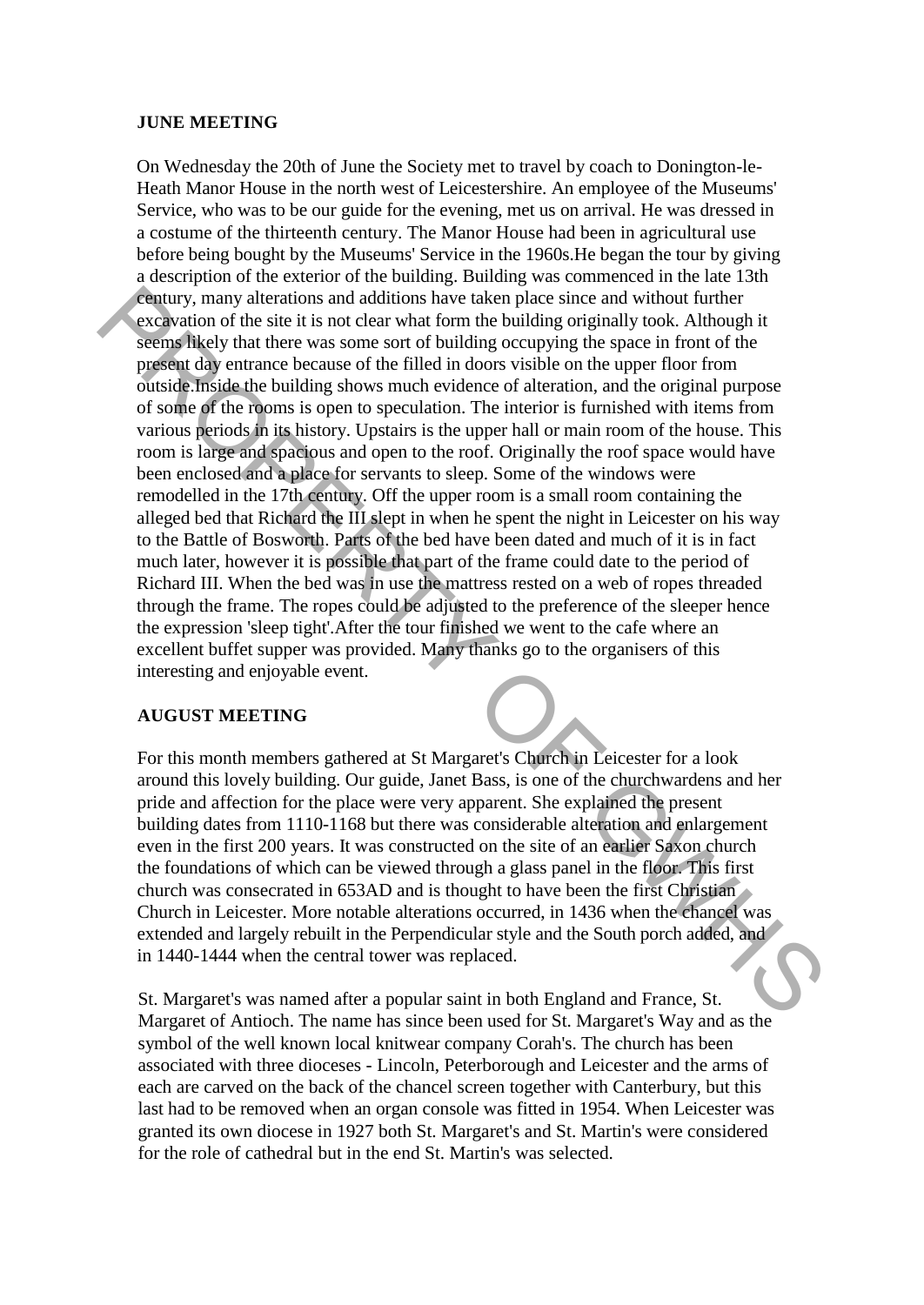## JUNE MEETING

On Wednesday the 20th of June the Society met to travel by coach to Donington-le-Heath Manor House in the north west of Leicestershire. An employee of the Museums' Service, who was to be our guide for the evening, met us on arrival. He was dressed in a costume of the thirteenth century. The Manor House had been in agricultural use before being bought by the Museums' Service in the 1960s.He began the tour by giving a description of the exterior of the building. Building was commenced in the late 13th century, many alterations and additions have taken place since and without further excavation of the site it is not clear what form the building originally took. Although it seems likely that there was some sort of building occupying the space in front of the present day entrance because of the filled in doors visible on the upper floor from outside.Inside the building shows much evidence of alteration, and the original purpose of some of the rooms is open to speculation. The interior is furnished with items from various periods in its history. Upstairs is the upper hall or main room of the house. This room is large and spacious and open to the roof. Originally the roof space would have been enclosed and a place for servants to sleep. Some of the windows were remodelled in the 17th century. Off the upper room is a small room containing the alleged bed that Richard the III slept in when he spent the night in Leicester on his way to the Battle of Bosworth. Parts of the bed have been dated and much of it is in fact much later, however it is possible that part of the frame could date to the period of Richard III. When the bed was in use the mattress rested on a web of ropes threaded through the frame. The ropes could be adjusted to the preference of the sleeper hence the expression 'sleep tight'.After the tour finished we went to the cafe where an excellent buffet supper was provided. Many thanks go to the organisers of this interesting and enjoyable event.

## AUGUST MEETING

For this month members gathered at St Margaret's Church in Leicester for a look around this lovely building. Our guide, Janet Bass, is one of the churchwardens and her pride and affection for the place were very apparent. She explained the present building dates from 1110-1168 but there was considerable alteration and enlargement even in the first 200 years. It was constructed on the site of an earlier Saxon church the foundations of which can be viewed through a glass panel in the floor. This first church was consecrated in 653AD and is thought to have been the first Christian Church in Leicester. More notable alterations occurred, in 1436 when the chancel was extended and largely rebuilt in the Perpendicular style and the South porch added, and in 1440-1444 when the central tower was replaced.

St. Margaret's was named after a popular saint in both England and France, St. Margaret of Antioch. The name has since been used for St. Margaret's Way and as the symbol of the well known local knitwear company Corah's. The church has been associated with three dioceses - Lincoln, Peterborough and Leicester and the arms of each are carved on the back of the chancel screen together with Canterbury, but this last had to be removed when an organ console was fitted in 1954. When Leicester was granted its own diocese in 1927 both St. Margaret's and St. Martin's were considered for the role of cathedral but in the end St. Martin's was selected.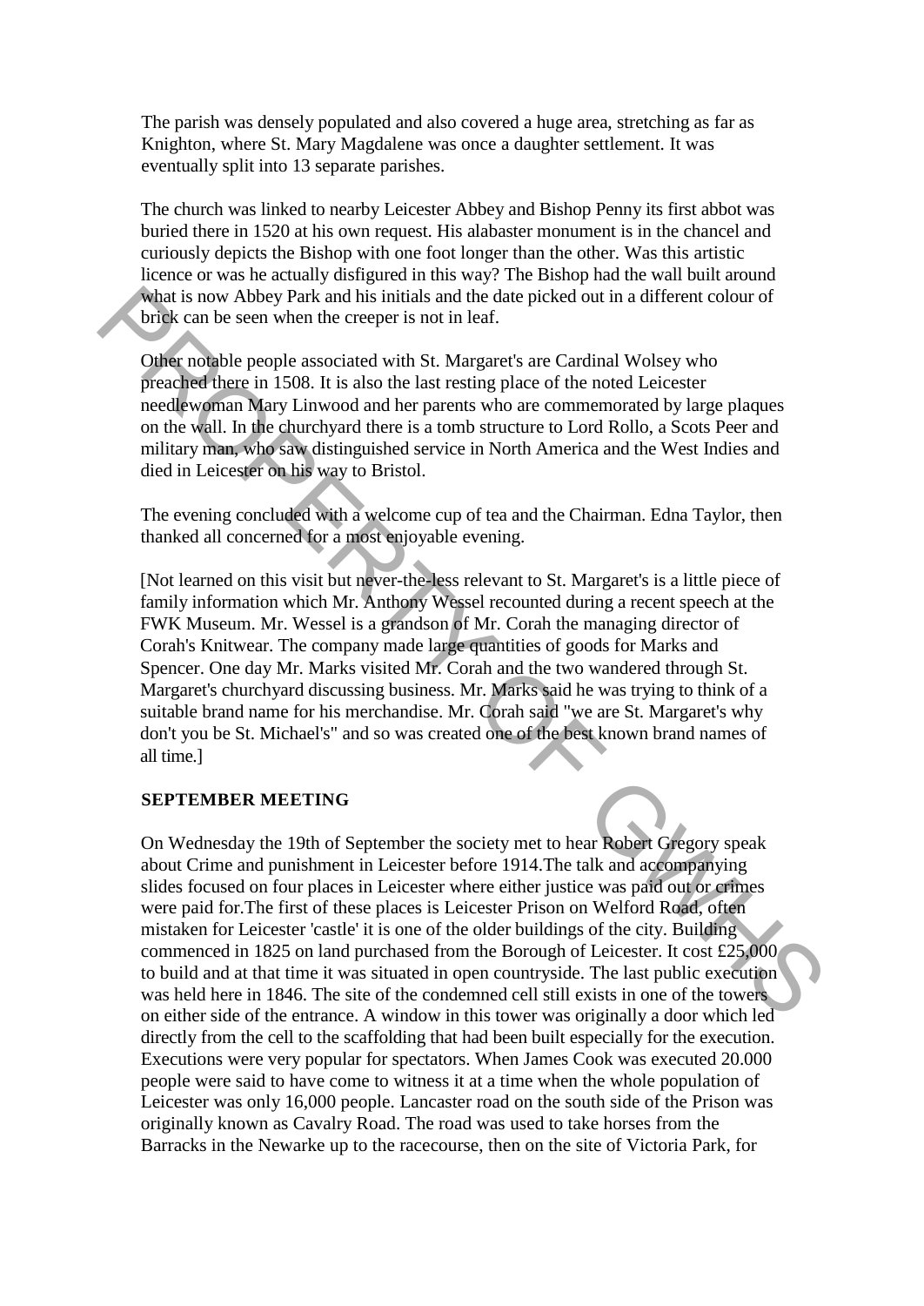The parish was densely populated and also covered a huge area, stretching as far as Knighton, where St. Mary Magdalene was once a daughter settlement. It was eventually split into 13 separate parishes.

The church was linked to nearby Leicester Abbey and Bishop Penny its first abbot was buried there in 1520 at his own request. His alabaster monument is in the chancel and curiously depicts the Bishop with one foot longer than the other. Was this artistic licence or was he actually disfigured in this way? The Bishop had the wall built around what is now Abbey Park and his initials and the date picked out in a different colour of brick can be seen when the creeper is not in leaf.

Other notable people associated with St. Margaret's are Cardinal Wolsey who preached there in 1508. It is also the last resting place of the noted Leicester needlewoman Mary Linwood and her parents who are commemorated by large plaques on the wall. In the churchyard there is a tomb structure to Lord Rollo, a Scots Peer and military man, who saw distinguished service in North America and the West Indies and died in Leicester on his way to Bristol.

The evening concluded with a welcome cup of tea and the Chairman. Edna Taylor, then thanked all concerned for a most enjoyable evening.

[Not learned on this visit but never-the-less relevant to St. Margaret's is a little piece of family information which Mr. Anthony Wessel recounted during a recent speech at the FWK Museum. Mr. Wessel is a grandson of Mr. Corah the managing director of Corah's Knitwear. The company made large quantities of goods for Marks and Spencer. One day Mr. Marks visited Mr. Corah and the two wandered through St. Margaret's churchyard discussing business. Mr. Marks said he was trying to think of a suitable brand name for his merchandise. Mr. Corah said "we are St. Margaret's why don't you be St. Michael's" and so was created one of the best known brand names of all time.]

**SEPTEMBER MEETING**

On Wednesday the 19th of September the society met to hear Robert Gregory speak about Crime and punishment in Leicester before 1914.The talk and accompanying slides focused on four places in Leicester where either justice was paid out or crimes were paid for.The first of these places is Leicester Prison on Welford Road, often mistaken for Leicester 'castle' it is one of the older buildings of the city. Building commenced in 1825 on land purchased from the Borough of Leicester. It cost £25,000 to build and at that time it was situated in open countryside. The last public execution was held here in 1846. The site of the condemned cell still exists in one of the towers on either side of the entrance. A window in this tower was originally a door which led directly from the cell to the scaffolding that had been built especially for the execution. Executions were very popular for spectators. When James Cook was executed 20.000 people were said to have come to witness it at a time when the whole population of Leicester was only 16,000 people. Lancaster road on the south side of the Prison was originally known as Cavalry Road. The road was used to take horses from the Barracks in the Newarke up to the racecourse, then on the site of Victoria Park, for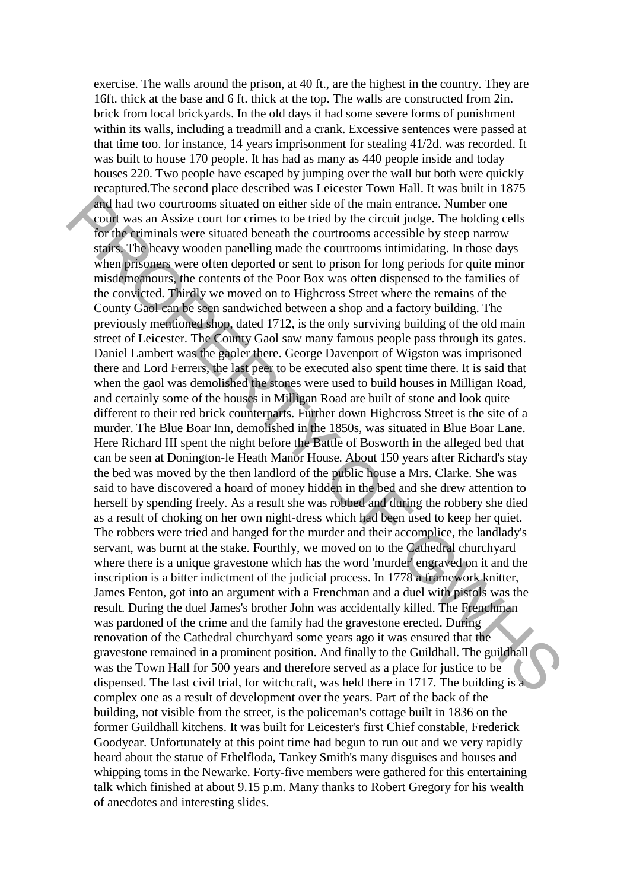exercise. The walls around the prison, at 40 ft., are the highest in the country. They are 16ft. thick at the base and 6 ft. thick at the top. The walls are constructed from 2in. brick from local brickyards. In the old days it had some severe forms of punishment within its walls, including a treadmill and a crank. Excessive sentences were passed at that time too. for instance, 14 years imprisonment for stealing 41/2d. was recorded. It was built to house 170 people. It has had as many as 440 people inside and today houses 220. Two people have escaped by jumping over the wall but both were quickly recaptured.The second place described was Leicester Town Hall. It was built in 1875 and had two courtrooms situated on either side of the main entrance. Number one court was an Assize court for crimes to be tried by the circuit judge. The holding cells for the criminals were situated beneath the courtrooms accessible by steep narrow stairs. The heavy wooden panelling made the courtrooms intimidating. In those days when prisoners were often deported or sent to prison for long periods for quite minor misdemeanours, the contents of the Poor Box was often dispensed to the families of the convicted. Thirdly we moved on to Highcross Street where the remains of the County Gaol can be seen sandwiched between a shop and a factory building. The previously mentioned shop, dated 1712, is the only surviving building of the old main street of Leicester. The County Gaol saw many famous people pass through its gates. Daniel Lambert was the gaoler there. George Davenport of Wigston was imprisoned there and Lord Ferrers, the last peer to be executed also spent time there. It is said that when the gaol was demolished the stones were used to build houses in Milligan Road, and certainly some of the houses in Milligan Road are built of stone and look quite different to their red brick counterparts. Further down Highcross Street is the site of a murder. The Blue Boar Inn, demolished in the 1850s, was situated in Blue Boar Lane. Here Richard III spent the night before the Battle of Bosworth in the alleged bed that can be seen at Donington-le Heath Manor House. About 150 years after Richard's stay the bed was moved by the then landlord of the public house a Mrs. Clarke. She was said to have discovered a hoard of money hidden in the bed and she drew attention to herself by spending freely. As a result she was robbed and during the robbery she died as a result of choking on her own night-dress which had been used to keep her quiet. The robbers were tried and hanged for the murder and their accomplice, the landlady's servant, was burnt at the stake. Fourthly, we moved on to the Cathedral churchyard where there is a unique gravestone which has the word 'murder' engraved on it and the inscription is a bitter indictment of the judicial process. In 1778 a framework knitter, James Fenton, got into an argument with a Frenchman and a duel with pistols was the result. During the duel James's brother John was accidentally killed. The Frenchman was pardoned of the crime and the family had the gravestone erected. During renovation of the Cathedral churchyard some years ago it was ensured that the gravestone remained in a prominent position. And finally to the Guildhall. The guildhall was the Town Hall for 500 years and therefore served as a place for justice to be dispensed. The last civil trial, for witchcraft, was held there in 1717. The building is a complex one as a result of development over the years. Part of the back of the building, not visible from the street, is the policeman's cottage built in 1836 on the former Guildhall kitchens. It was built for Leicester's first Chief constable, Frederick Goodyear. Unfortunately at this point time had begun to run out and we very rapidly heard about the statue of Ethelfloda, Tankey Smith's many disguises and houses and whipping toms in the Newarke. Forty-five members were gathered for this entertaining talk which finished at about 9.15 p.m. Many thanks to Robert Gregory for his wealth of anecdotes and interesting slides.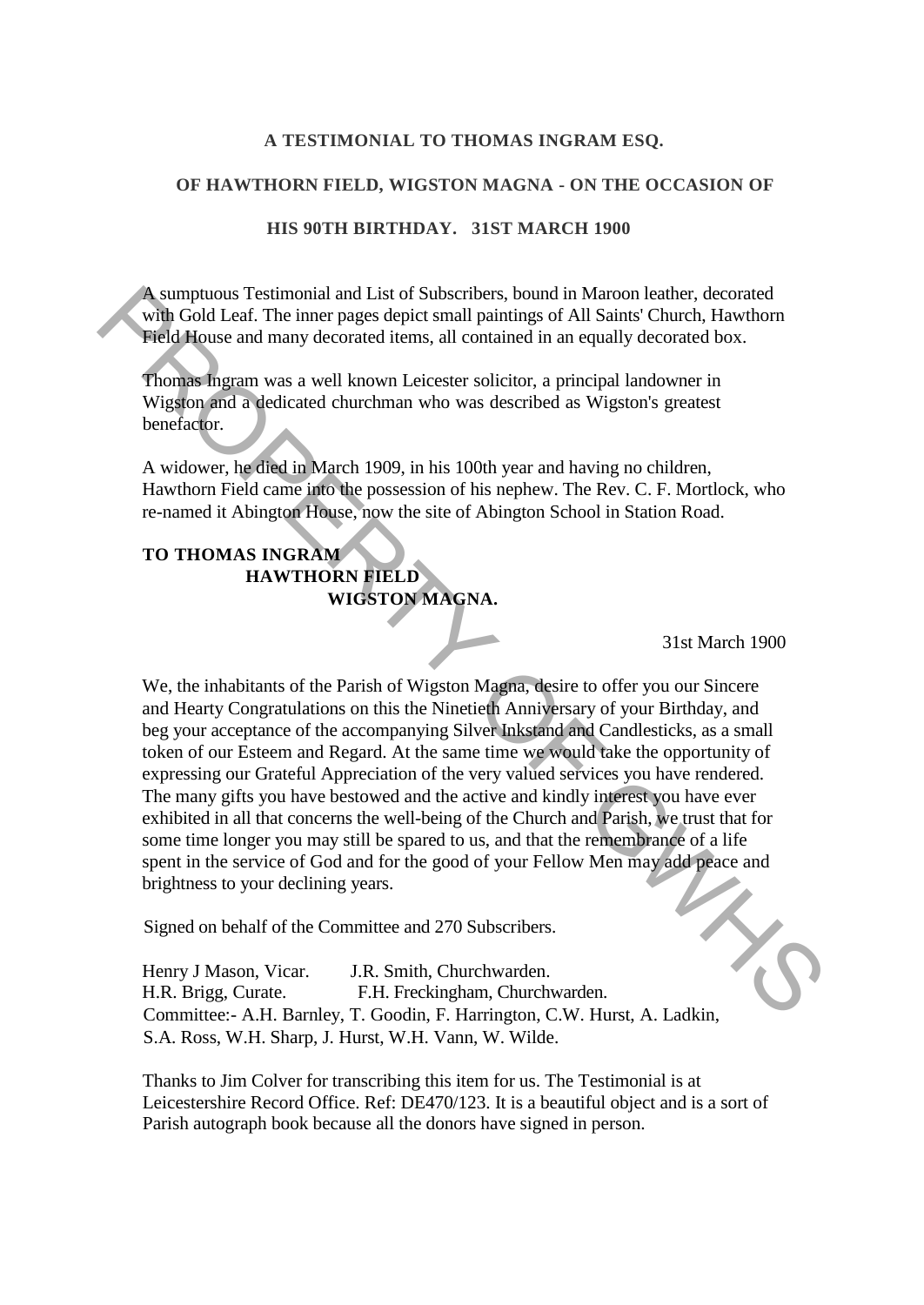**A TESTIMONIAL TO THOMAS INGRAM ESQ.**

**OF HAWTHORN FIELD, WIGSTON MAGNA - ON THE OCCASION OF**

**HIS 90TH BIRTHDAY. 31ST MARCH 1900**

A sumptuous Testimonial and List of Subscribers, bound in Maroon leather, decorated with Gold Leaf. The inner pages depict small paintings of All Saints' Church, Hawthorn Field House and many decorated items, all contained in an equally decorated box.

Thomas Ingram was a well known Leicester solicitor, a principal landowner in Wigston and a dedicated churchman who was described as Wigston's greatest benefactor.

A widower, he died in March 1909, in his 100th year and having no children, Hawthorn Field came into the possession of his nephew. The Rev. C. F. Mortlock, who re-named it Abington House, now the site of Abington School in Station Road.

**TO THOMAS INGRAM**
**HAWTHORN FIELD**
**WIGSTON MAGNA.**

31st March 1900

We, the inhabitants of the Parish of Wigston Magna, desire to offer you our Sincere and Hearty Congratulations on this the Ninetieth Anniversary of your Birthday, and beg your acceptance of the accompanying Silver Inkstand and Candlesticks, as a small token of our Esteem and Regard. At the same time we would take the opportunity of expressing our Grateful Appreciation of the very valued services you have rendered. The many gifts you have bestowed and the active and kindly interest you have ever exhibited in all that concerns the well-being of the Church and Parish, we trust that for some time longer you may still be spared to us, and that the remembrance of a life spent in the service of God and for the good of your Fellow Men may add peace and brightness to your declining years.

Signed on behalf of the Committee and 270 Subscribers.

Henry J Mason, Vicar. J.R. Smith, Churchwarden.
H.R. Brigg, Curate. F.H. Freckingham, Churchwarden.
Committee:- A.H. Barnley, T. Goodin, F. Harrington, C.W. Hurst, A. Ladkin, S.A. Ross, W.H. Sharp, J. Hurst, W.H. Vann, W. Wilde.

Thanks to Jim Colver for transcribing this item for us. The Testimonial is at Leicestershire Record Office. Ref: DE470/123. It is a beautiful object and is a sort of Parish autograph book because all the donors have signed in person.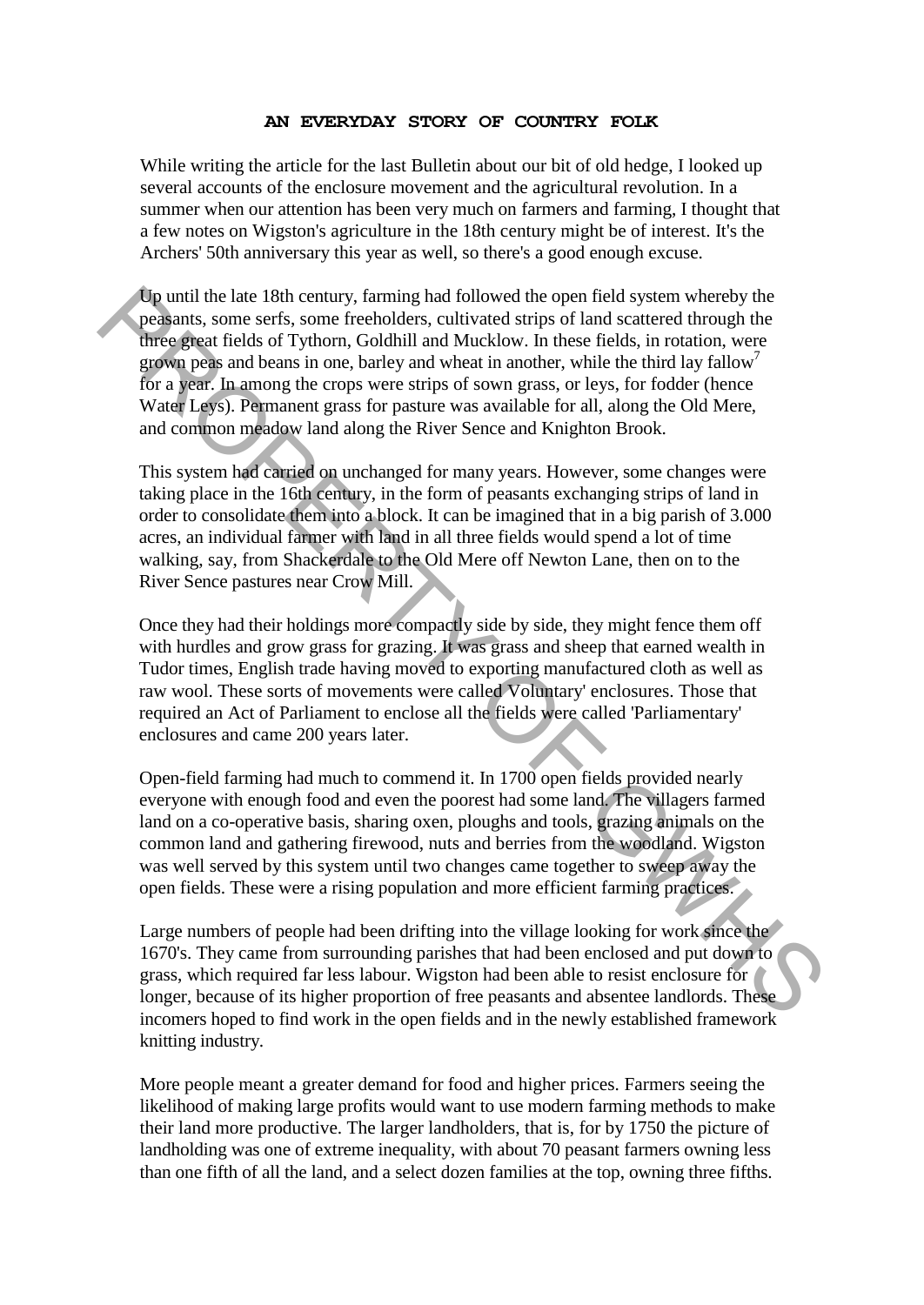## AN EVERYDAY STORY OF COUNTRY FOLK

While writing the article for the last Bulletin about our bit of old hedge, I looked up several accounts of the enclosure movement and the agricultural revolution. In a summer when our attention has been very much on farmers and farming, I thought that a few notes on Wigston's agriculture in the 18th century might be of interest. It's the Archers' 50th anniversary this year as well, so there's a good enough excuse.

Up until the late 18th century, farming had followed the open field system whereby the peasants, some serfs, some freeholders, cultivated strips of land scattered through the three great fields of Tythorn, Goldhill and Mucklow. In these fields, in rotation, were grown peas and beans in one, barley and wheat in another, while the third lay fallow[7] for a year. In among the crops were strips of sown grass, or leys, for fodder (hence Water Leys). Permanent grass for pasture was available for all, along the Old Mere, and common meadow land along the River Sence and Knighton Brook.

This system had carried on unchanged for many years. However, some changes were taking place in the 16th century, in the form of peasants exchanging strips of land in order to consolidate them into a block. It can be imagined that in a big parish of 3.000 acres, an individual farmer with land in all three fields would spend a lot of time walking, say, from Shackerdale to the Old Mere off Newton Lane, then on to the River Sence pastures near Crow Mill.

Once they had their holdings more compactly side by side, they might fence them off with hurdles and grow grass for grazing. It was grass and sheep that earned wealth in Tudor times, English trade having moved to exporting manufactured cloth as well as raw wool. These sorts of movements were called Voluntary' enclosures. Those that required an Act of Parliament to enclose all the fields were called 'Parliamentary' enclosures and came 200 years later.

Open-field farming had much to commend it. In 1700 open fields provided nearly everyone with enough food and even the poorest had some land. The villagers farmed land on a co-operative basis, sharing oxen, ploughs and tools, grazing animals on the common land and gathering firewood, nuts and berries from the woodland. Wigston was well served by this system until two changes came together to sweep away the open fields. These were a rising population and more efficient farming practices.

Large numbers of people had been drifting into the village looking for work since the 1670's. They came from surrounding parishes that had been enclosed and put down to grass, which required far less labour. Wigston had been able to resist enclosure for longer, because of its higher proportion of free peasants and absentee landlords. These incomers hoped to find work in the open fields and in the newly established framework knitting industry.

More people meant a greater demand for food and higher prices. Farmers seeing the likelihood of making large profits would want to use modern farming methods to make their land more productive. The larger landholders, that is, for by 1750 the picture of landholding was one of extreme inequality, with about 70 peasant farmers owning less than one fifth of all the land, and a select dozen families at the top, owning three fifths.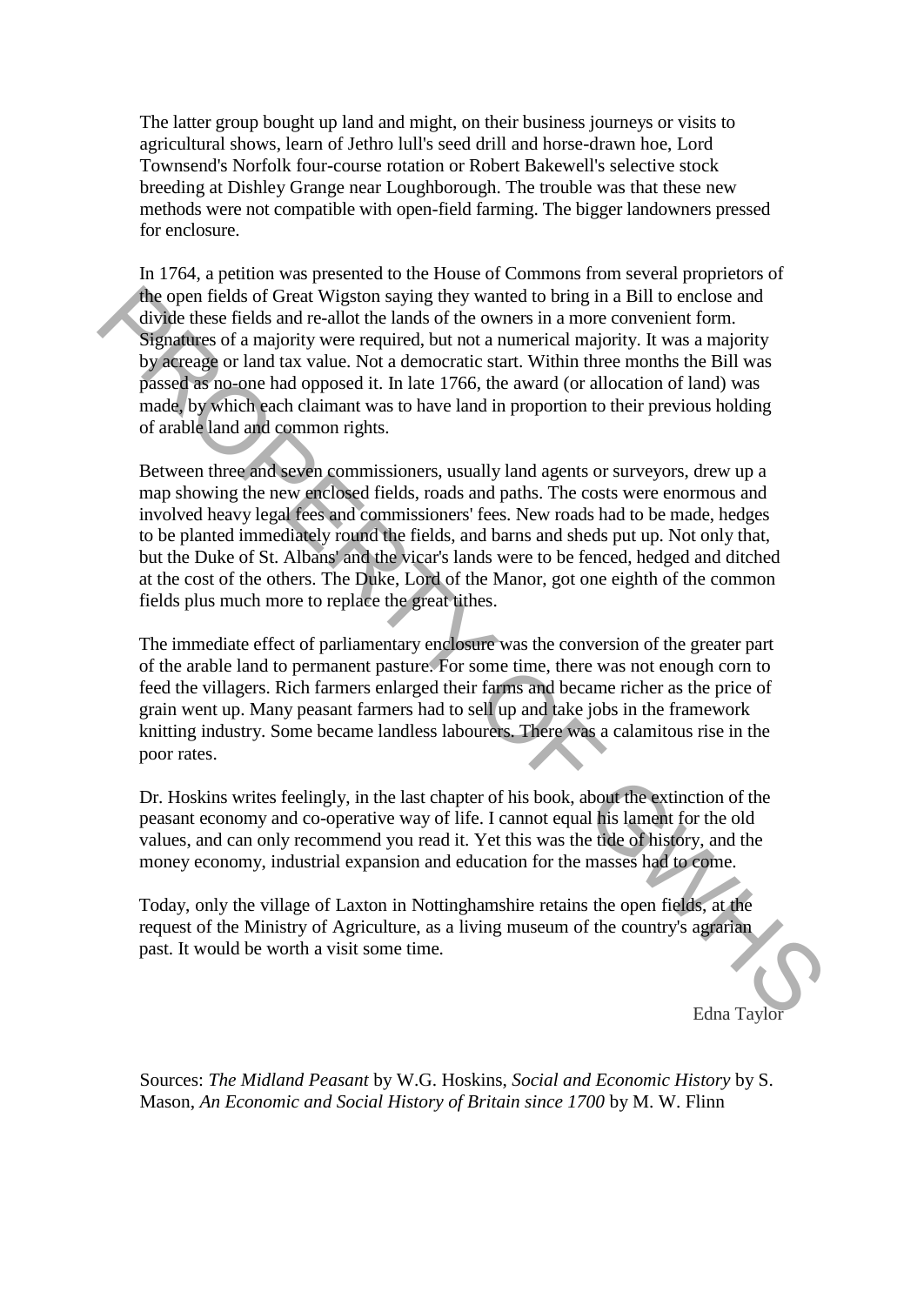The latter group bought up land and might, on their business journeys or visits to agricultural shows, learn of Jethro lull's seed drill and horse-drawn hoe, Lord Townsend's Norfolk four-course rotation or Robert Bakewell's selective stock breeding at Dishley Grange near Loughborough. The trouble was that these new methods were not compatible with open-field farming. The bigger landowners pressed for enclosure.

In 1764, a petition was presented to the House of Commons from several proprietors of the open fields of Great Wigston saying they wanted to bring in a Bill to enclose and divide these fields and re-allot the lands of the owners in a more convenient form. Signatures of a majority were required, but not a numerical majority. It was a majority by acreage or land tax value. Not a democratic start. Within three months the Bill was passed as no-one had opposed it. In late 1766, the award (or allocation of land) was made, by which each claimant was to have land in proportion to their previous holding of arable land and common rights.

Between three and seven commissioners, usually land agents or surveyors, drew up a map showing the new enclosed fields, roads and paths. The costs were enormous and involved heavy legal fees and commissioners' fees. New roads had to be made, hedges to be planted immediately round the fields, and barns and sheds put up. Not only that, but the Duke of St. Albans' and the vicar's lands were to be fenced, hedged and ditched at the cost of the others. The Duke, Lord of the Manor, got one eighth of the common fields plus much more to replace the great tithes.

The immediate effect of parliamentary enclosure was the conversion of the greater part of the arable land to permanent pasture. For some time, there was not enough corn to feed the villagers. Rich farmers enlarged their farms and became richer as the price of grain went up. Many peasant farmers had to sell up and take jobs in the framework knitting industry. Some became landless labourers. There was a calamitous rise in the poor rates.

Dr. Hoskins writes feelingly, in the last chapter of his book, about the extinction of the peasant economy and co-operative way of life. I cannot equal his lament for the old values, and can only recommend you read it. Yet this was the tide of history, and the money economy, industrial expansion and education for the masses had to come.

Today, only the village of Laxton in Nottinghamshire retains the open fields, at the request of the Ministry of Agriculture, as a living museum of the country's agrarian past. It would be worth a visit some time.

Edna Taylor

Sources: *The Midland Peasant* by W.G. Hoskins, *Social and Economic History* by S. Mason, *An Economic and Social History of Britain since 1700* by M. W. Flinn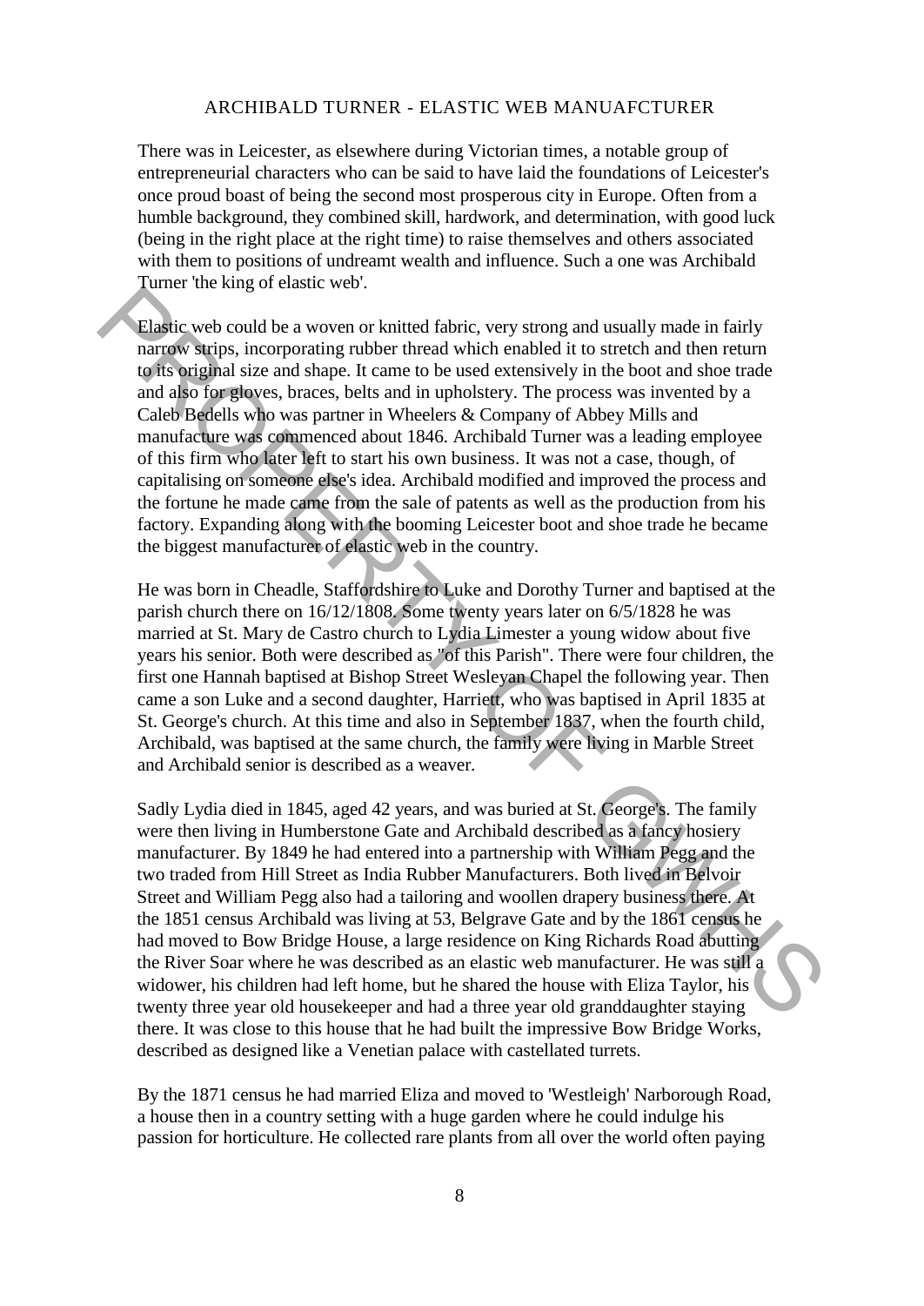# ARCHIBALD TURNER - ELASTIC WEB MANUAFCTURER

There was in Leicester, as elsewhere during Victorian times, a notable group of entrepreneurial characters who can be said to have laid the foundations of Leicester's once proud boast of being the second most prosperous city in Europe. Often from a humble background, they combined skill, hardwork, and determination, with good luck (being in the right place at the right time) to raise themselves and others associated with them to positions of undreamt wealth and influence. Such a one was Archibald Turner 'the king of elastic web'.

Elastic web could be a woven or knitted fabric, very strong and usually made in fairly narrow strips, incorporating rubber thread which enabled it to stretch and then return to its original size and shape. It came to be used extensively in the boot and shoe trade and also for gloves, braces, belts and in upholstery. The process was invented by a Caleb Bedells who was partner in Wheelers & Company of Abbey Mills and manufacture was commenced about 1846. Archibald Turner was a leading employee of this firm who later left to start his own business. It was not a case, though, of capitalising on someone else's idea. Archibald modified and improved the process and the fortune he made came from the sale of patents as well as the production from his factory. Expanding along with the booming Leicester boot and shoe trade he became the biggest manufacturer of elastic web in the country.

He was born in Cheadle, Staffordshire to Luke and Dorothy Turner and baptised at the parish church there on 16/12/1808. Some twenty years later on 6/5/1828 he was married at St. Mary de Castro church to Lydia Limester a young widow about five years his senior. Both were described as "of this Parish". There were four children, the first one Hannah baptised at Bishop Street Wesleyan Chapel the following year. Then came a son Luke and a second daughter, Harriett, who was baptised in April 1835 at St. George's church. At this time and also in September 1837, when the fourth child, Archibald, was baptised at the same church, the family were living in Marble Street and Archibald senior is described as a weaver.

Sadly Lydia died in 1845, aged 42 years, and was buried at St. George's. The family were then living in Humberstone Gate and Archibald described as a fancy hosiery manufacturer. By 1849 he had entered into a partnership with William Pegg and the two traded from Hill Street as India Rubber Manufacturers. Both lived in Belvoir Street and William Pegg also had a tailoring and woollen drapery business there. At the 1851 census Archibald was living at 53, Belgrave Gate and by the 1861 census he had moved to Bow Bridge House, a large residence on King Richards Road abutting the River Soar where he was described as an elastic web manufacturer. He was still a widower, his children had left home, but he shared the house with Eliza Taylor, his twenty three year old housekeeper and had a three year old granddaughter staying there. It was close to this house that he had built the impressive Bow Bridge Works, described as designed like a Venetian palace with castellated turrets.

By the 1871 census he had married Eliza and moved to 'Westleigh' Narborough Road, a house then in a country setting with a huge garden where he could indulge his passion for horticulture. He collected rare plants from all over the world often paying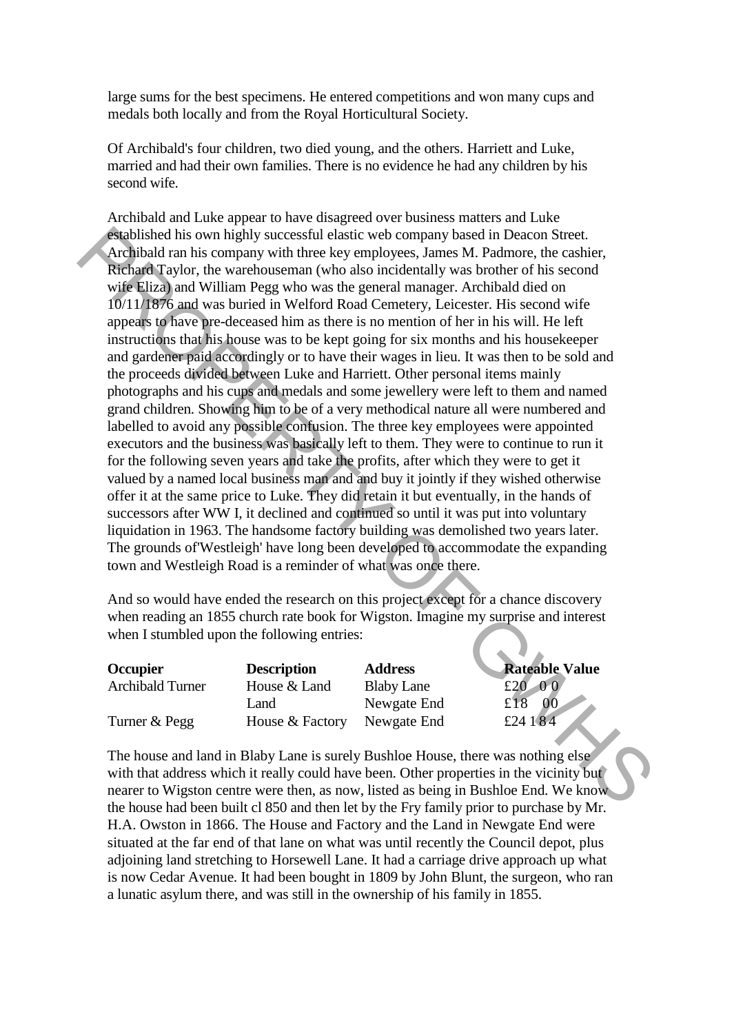large sums for the best specimens. He entered competitions and won many cups and medals both locally and from the Royal Horticultural Society.

Of Archibald's four children, two died young, and the others. Harriett and Luke, married and had their own families. There is no evidence he had any children by his second wife.

Archibald and Luke appear to have disagreed over business matters and Luke established his own highly successful elastic web company based in Deacon Street. Archibald ran his company with three key employees, James M. Padmore, the cashier, Richard Taylor, the warehouseman (who also incidentally was brother of his second wife Eliza) and William Pegg who was the general manager. Archibald died on 10/11/1876 and was buried in Welford Road Cemetery, Leicester. His second wife appears to have pre-deceased him as there is no mention of her in his will. He left instructions that his house was to be kept going for six months and his housekeeper and gardener paid accordingly or to have their wages in lieu. It was then to be sold and the proceeds divided between Luke and Harriett. Other personal items mainly photographs and his cups and medals and some jewellery were left to them and named grand children. Showing him to be of a very methodical nature all were numbered and labelled to avoid any possible confusion. The three key employees were appointed executors and the business was basically left to them. They were to continue to run it for the following seven years and take the profits, after which they were to get it valued by a named local business man and and buy it jointly if they wished otherwise offer it at the same price to Luke. They did retain it but eventually, in the hands of successors after WW I, it declined and continued so until it was put into voluntary liquidation in 1963. The handsome factory building was demolished two years later. The grounds of'Westleigh' have long been developed to accommodate the expanding town and Westleigh Road is a reminder of what was once there.

And so would have ended the research on this project except for a chance discovery when reading an 1855 church rate book for Wigston. Imagine my surprise and interest when I stumbled upon the following entries:

| Occupier | Description | Address | Rateable Value |
|---|---|---|---|
| Archibald Turner | House & Land | Blaby Lane | £20 0 0 |
| | Land | Newgate End | £18 00 |
| Turner & Pegg | House & Factory | Newgate End | £24 1 8 4 |

The house and land in Blaby Lane is surely Bushloe House, there was nothing else with that address which it really could have been. Other properties in the vicinity but nearer to Wigston centre were then, as now, listed as being in Bushloe End. We know the house had been built cl 850 and then let by the Fry family prior to purchase by Mr. H.A. Owston in 1866. The House and Factory and the Land in Newgate End were situated at the far end of that lane on what was until recently the Council depot, plus adjoining land stretching to Horsewell Lane. It had a carriage drive approach up what is now Cedar Avenue. It had been bought in 1809 by John Blunt, the surgeon, who ran a lunatic asylum there, and was still in the ownership of his family in 1855.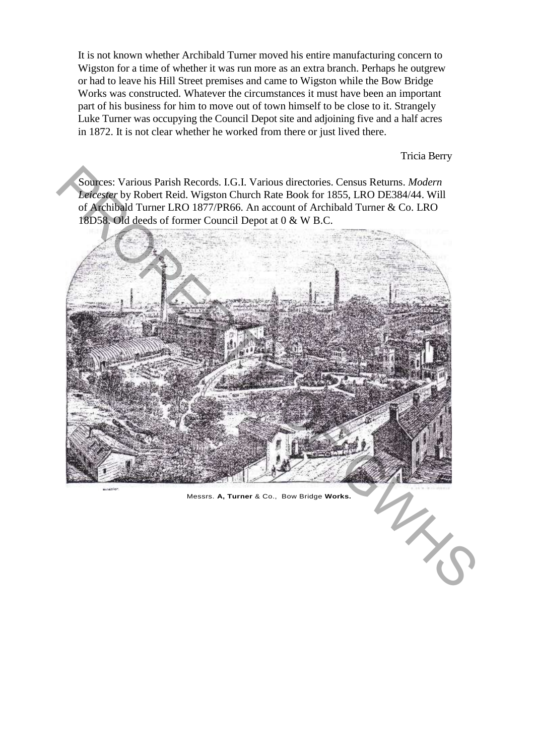It is not known whether Archibald Turner moved his entire manufacturing concern to Wigston for a time of whether it was run more as an extra branch. Perhaps he outgrew or had to leave his Hill Street premises and came to Wigston while the Bow Bridge Works was constructed. Whatever the circumstances it must have been an important part of his business for him to move out of town himself to be close to it. Strangely Luke Turner was occupying the Council Depot site and adjoining five and a half acres in 1872. It is not clear whether he worked from there or just lived there.

Tricia Berry

Sources: Various Parish Records. I.G.I. Various directories. Census Returns. *Modern Leicester* by Robert Reid. Wigston Church Rate Book for 1855, LRO DE384/44. Will of Archibald Turner LRO 1877/PR66. An account of Archibald Turner & Co. LRO 18D58. Old deeds of former Council Depot at 0 & W B.C.

Messrs. **A, Turner** & Co., Bow Bridge **Works.**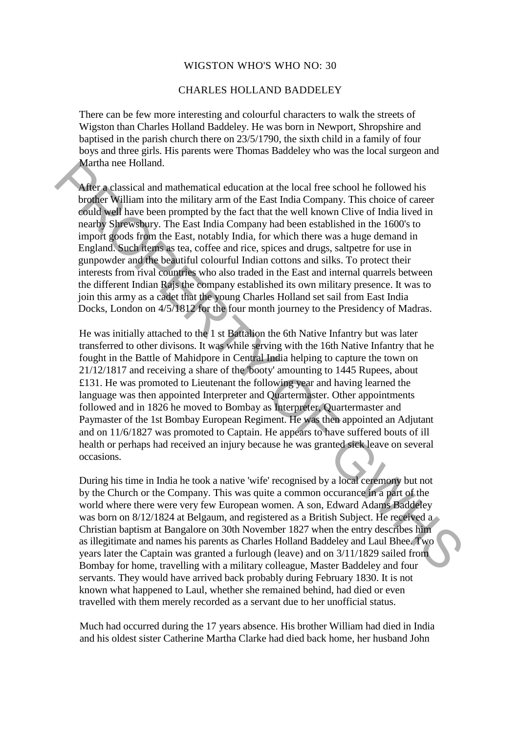# WIGSTON WHO'S WHO NO: 30

## CHARLES HOLLAND BADDELEY

There can be few more interesting and colourful characters to walk the streets of Wigston than Charles Holland Baddeley. He was born in Newport, Shropshire and baptised in the parish church there on 23/5/1790, the sixth child in a family of four boys and three girls. His parents were Thomas Baddeley who was the local surgeon and Martha nee Holland.

After a classical and mathematical education at the local free school he followed his brother William into the military arm of the East India Company. This choice of career could well have been prompted by the fact that the well known Clive of India lived in nearby Shrewsbury. The East India Company had been established in the 1600's to import goods from the East, notably India, for which there was a huge demand in England. Such items as tea, coffee and rice, spices and drugs, saltpetre for use in gunpowder and the beautiful colourful Indian cottons and silks. To protect their interests from rival countries who also traded in the East and internal quarrels between the different Indian Rajs the company established its own military presence. It was to join this army as a cadet that the young Charles Holland set sail from East India Docks, London on 4/5/1812 for the four month journey to the Presidency of Madras.

He was initially attached to the 1 st Battalion the 6th Native Infantry but was later transferred to other divisons. It was while serving with the 16th Native Infantry that he fought in the Battle of Mahidpore in Central India helping to capture the town on 21/12/1817 and receiving a share of the 'booty' amounting to 1445 Rupees, about £131. He was promoted to Lieutenant the following year and having learned the language was then appointed Interpreter and Quartermaster. Other appointments followed and in 1826 he moved to Bombay as Interpreter, Quartermaster and Paymaster of the 1st Bombay European Regiment. He was then appointed an Adjutant and on 11/6/1827 was promoted to Captain. He appears to have suffered bouts of ill health or perhaps had received an injury because he was granted sick leave on several occasions.

During his time in India he took a native 'wife' recognised by a local ceremony but not by the Church or the Company. This was quite a common occurance in a part of the world where there were very few European women. A son, Edward Adams Baddeley was born on 8/12/1824 at Belgaum, and registered as a British Subject. He received a Christian baptism at Bangalore on 30th November 1827 when the entry describes him as illegitimate and names his parents as Charles Holland Baddeley and Laul Bhee. Two years later the Captain was granted a furlough (leave) and on 3/11/1829 sailed from Bombay for home, travelling with a military colleague, Master Baddeley and four servants. They would have arrived back probably during February 1830. It is not known what happened to Laul, whether she remained behind, had died or even travelled with them merely recorded as a servant due to her unofficial status.

Much had occurred during the 17 years absence. His brother William had died in India and his oldest sister Catherine Martha Clarke had died back home, her husband John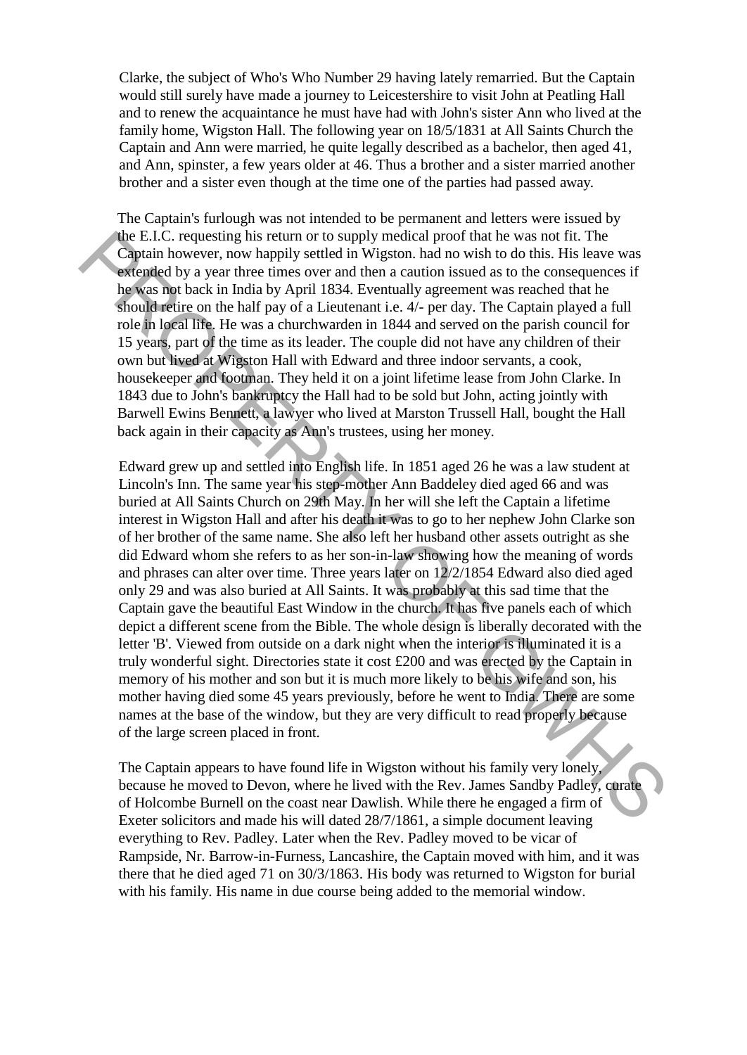Clarke, the subject of Who's Who Number 29 having lately remarried. But the Captain would still surely have made a journey to Leicestershire to visit John at Peatling Hall and to renew the acquaintance he must have had with John's sister Ann who lived at the family home, Wigston Hall. The following year on 18/5/1831 at All Saints Church the Captain and Ann were married, he quite legally described as a bachelor, then aged 41, and Ann, spinster, a few years older at 46. Thus a brother and a sister married another brother and a sister even though at the time one of the parties had passed away.

The Captain's furlough was not intended to be permanent and letters were issued by the E.I.C. requesting his return or to supply medical proof that he was not fit. The Captain however, now happily settled in Wigston. had no wish to do this. His leave was extended by a year three times over and then a caution issued as to the consequences if he was not back in India by April 1834. Eventually agreement was reached that he should retire on the half pay of a Lieutenant i.e. 4/- per day. The Captain played a full role in local life. He was a churchwarden in 1844 and served on the parish council for 15 years, part of the time as its leader. The couple did not have any children of their own but lived at Wigston Hall with Edward and three indoor servants, a cook, housekeeper and footman. They held it on a joint lifetime lease from John Clarke. In 1843 due to John's bankruptcy the Hall had to be sold but John, acting jointly with Barwell Ewins Bennett, a lawyer who lived at Marston Trussell Hall, bought the Hall back again in their capacity as Ann's trustees, using her money.

Edward grew up and settled into English life. In 1851 aged 26 he was a law student at Lincoln's Inn. The same year his step-mother Ann Baddeley died aged 66 and was buried at All Saints Church on 29th May. In her will she left the Captain a lifetime interest in Wigston Hall and after his death it was to go to her nephew John Clarke son of her brother of the same name. She also left her husband other assets outright as she did Edward whom she refers to as her son-in-law showing how the meaning of words and phrases can alter over time. Three years later on 12/2/1854 Edward also died aged only 29 and was also buried at All Saints. It was probably at this sad time that the Captain gave the beautiful East Window in the church. It has five panels each of which depict a different scene from the Bible. The whole design is liberally decorated with the letter 'B'. Viewed from outside on a dark night when the interior is illuminated it is a truly wonderful sight. Directories state it cost £200 and was erected by the Captain in memory of his mother and son but it is much more likely to be his wife and son, his mother having died some 45 years previously, before he went to India. There are some names at the base of the window, but they are very difficult to read properly because of the large screen placed in front.

The Captain appears to have found life in Wigston without his family very lonely, because he moved to Devon, where he lived with the Rev. James Sandby Padley, curate of Holcombe Burnell on the coast near Dawlish. While there he engaged a firm of Exeter solicitors and made his will dated 28/7/1861, a simple document leaving everything to Rev. Padley. Later when the Rev. Padley moved to be vicar of Rampside, Nr. Barrow-in-Furness, Lancashire, the Captain moved with him, and it was there that he died aged 71 on 30/3/1863. His body was returned to Wigston for burial with his family. His name in due course being added to the memorial window.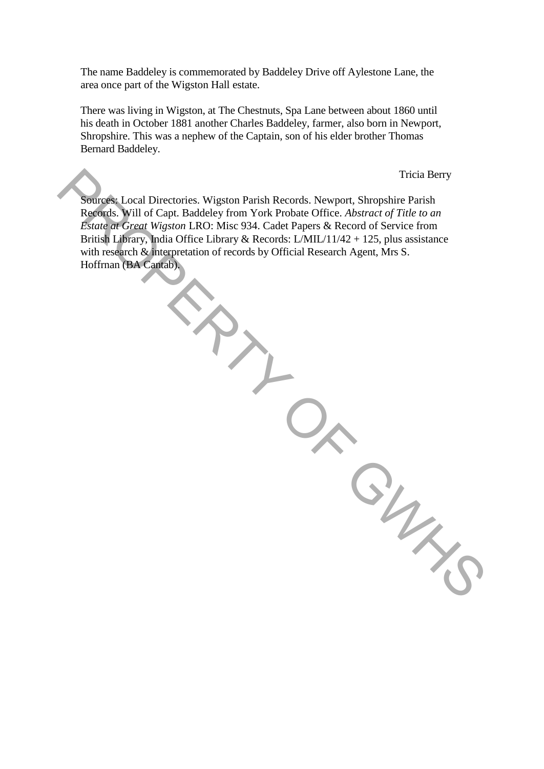The name Baddeley is commemorated by Baddeley Drive off Aylestone Lane, the area once part of the Wigston Hall estate.

There was living in Wigston, at The Chestnuts, Spa Lane between about 1860 until his death in October 1881 another Charles Baddeley, farmer, also born in Newport, Shropshire. This was a nephew of the Captain, son of his elder brother Thomas Bernard Baddeley.

Tricia Berry

Sources: Local Directories. Wigston Parish Records. Newport, Shropshire Parish Records. Will of Capt. Baddeley from York Probate Office. *Abstract of Title to an Estate at Great Wigston* LRO: Misc 934. Cadet Papers & Record of Service from British Library, India Office Library & Records: L/MIL/11/42 + 125, plus assistance with research & interpretation of records by Official Research Agent, Mrs S. Hoffrnan (BA Cantab).